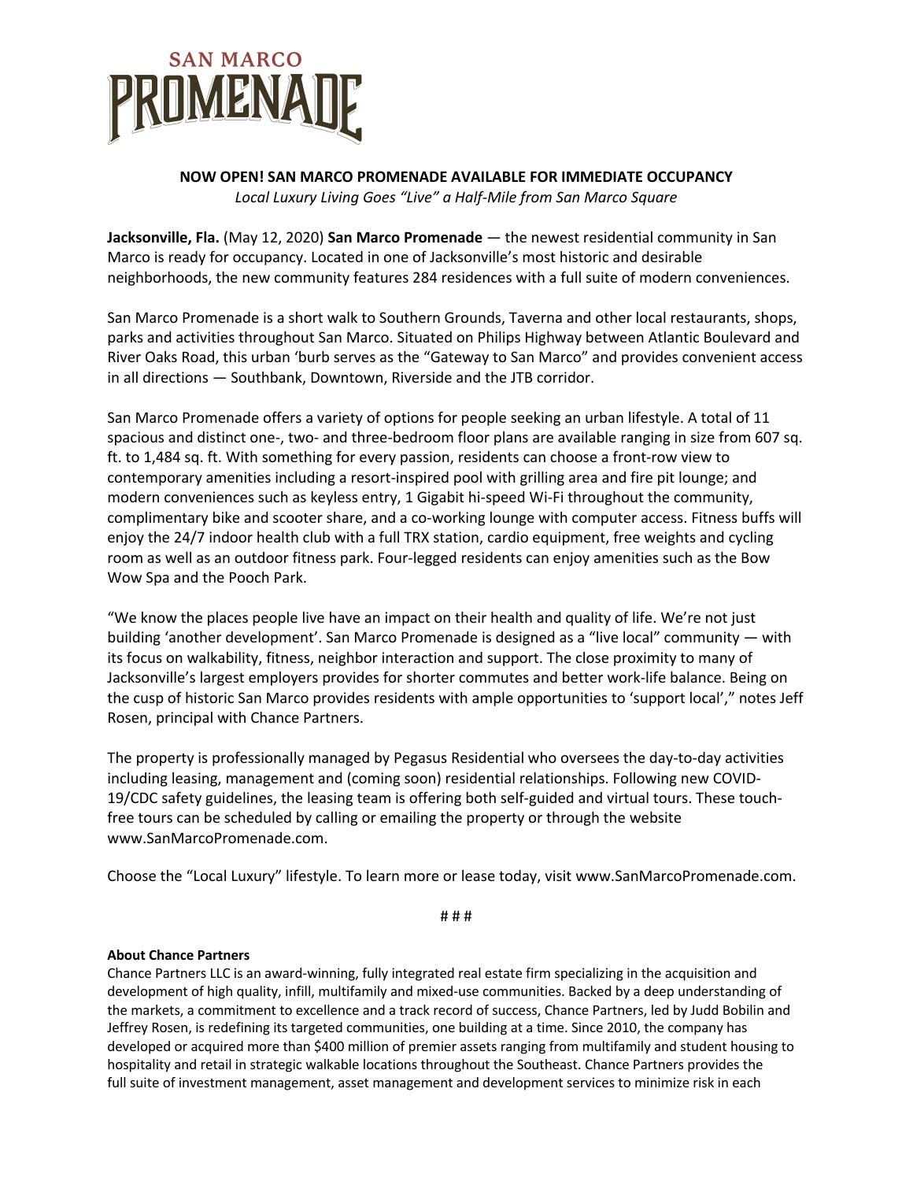SAN MARCO PROMENADE

## NOW OPEN! SAN MARCO PROMENADE AVAILABLE FOR IMMEDIATE OCCUPANCY

*Local Luxury Living Goes "Live" a Half-Mile from San Marco Square*

**Jacksonville, Fla.** (May 12, 2020) **San Marco Promenade** — the newest residential community in San Marco is ready for occupancy. Located in one of Jacksonville's most historic and desirable neighborhoods, the new community features 284 residences with a full suite of modern conveniences.

San Marco Promenade is a short walk to Southern Grounds, Taverna and other local restaurants, shops, parks and activities throughout San Marco. Situated on Philips Highway between Atlantic Boulevard and River Oaks Road, this urban 'burb serves as the "Gateway to San Marco" and provides convenient access in all directions — Southbank, Downtown, Riverside and the JTB corridor.

San Marco Promenade offers a variety of options for people seeking an urban lifestyle. A total of 11 spacious and distinct one-, two- and three-bedroom floor plans are available ranging in size from 607 sq. ft. to 1,484 sq. ft. With something for every passion, residents can choose a front-row view to contemporary amenities including a resort-inspired pool with grilling area and fire pit lounge; and modern conveniences such as keyless entry, 1 Gigabit hi-speed Wi-Fi throughout the community, complimentary bike and scooter share, and a co-working lounge with computer access. Fitness buffs will enjoy the 24/7 indoor health club with a full TRX station, cardio equipment, free weights and cycling room as well as an outdoor fitness park. Four-legged residents can enjoy amenities such as the Bow Wow Spa and the Pooch Park.

"We know the places people live have an impact on their health and quality of life. We're not just building 'another development'. San Marco Promenade is designed as a "live local" community — with its focus on walkability, fitness, neighbor interaction and support. The close proximity to many of Jacksonville's largest employers provides for shorter commutes and better work-life balance. Being on the cusp of historic San Marco provides residents with ample opportunities to 'support local'," notes Jeff Rosen, principal with Chance Partners.

The property is professionally managed by Pegasus Residential who oversees the day-to-day activities including leasing, management and (coming soon) residential relationships. Following new COVID-19/CDC safety guidelines, the leasing team is offering both self-guided and virtual tours. These touch-free tours can be scheduled by calling or emailing the property or through the website www.SanMarcoPromenade.com.

Choose the "Local Luxury" lifestyle. To learn more or lease today, visit www.SanMarcoPromenade.com.

# # #

**About Chance Partners**

Chance Partners LLC is an award-winning, fully integrated real estate firm specializing in the acquisition and development of high quality, infill, multifamily and mixed-use communities. Backed by a deep understanding of the markets, a commitment to excellence and a track record of success, Chance Partners, led by Judd Bobilin and Jeffrey Rosen, is redefining its targeted communities, one building at a time. Since 2010, the company has developed or acquired more than $400 million of premier assets ranging from multifamily and student housing to hospitality and retail in strategic walkable locations throughout the Southeast. Chance Partners provides the full suite of investment management, asset management and development services to minimize risk in each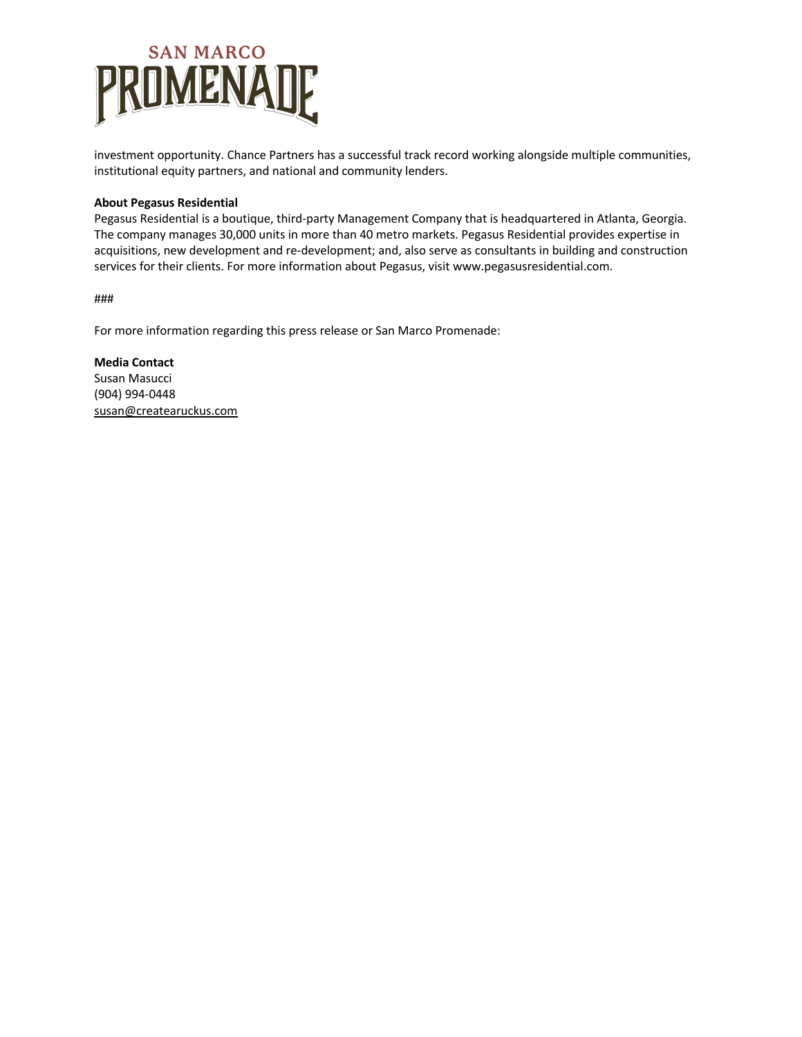investment opportunity. Chance Partners has a successful track record working alongside multiple communities, institutional equity partners, and national and community lenders.

**About Pegasus Residential**

Pegasus Residential is a boutique, third-party Management Company that is headquartered in Atlanta, Georgia. The company manages 30,000 units in more than 40 metro markets. Pegasus Residential provides expertise in acquisitions, new development and re-development; and, also serve as consultants in building and construction services for their clients. For more information about Pegasus, visit www.pegasusresidential.com.

###

For more information regarding this press release or San Marco Promenade:

**Media Contact**
Susan Masucci
(904) 994-0448
susan@createaruckus.com